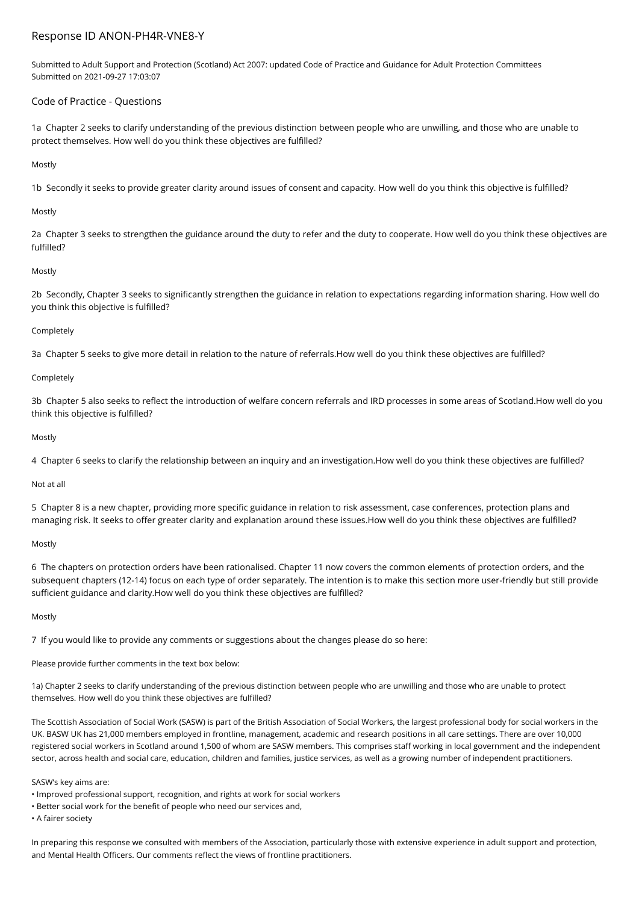# Response ID ANON-PH4R-VNE8-Y

Submitted to Adult Support and Protection (Scotland) Act 2007: updated Code of Practice and Guidance for Adult Protection Committees
Submitted on 2021-09-27 17:03:07

## Code of Practice - Questions

1a Chapter 2 seeks to clarify understanding of the previous distinction between people who are unwilling, and those who are unable to protect themselves. How well do you think these objectives are fulfilled?

Mostly

1b Secondly it seeks to provide greater clarity around issues of consent and capacity. How well do you think this objective is fulfilled?

Mostly

2a Chapter 3 seeks to strengthen the guidance around the duty to refer and the duty to cooperate. How well do you think these objectives are fulfilled?

Mostly

2b Secondly, Chapter 3 seeks to significantly strengthen the guidance in relation to expectations regarding information sharing. How well do you think this objective is fulfilled?

Completely

3a Chapter 5 seeks to give more detail in relation to the nature of referrals.How well do you think these objectives are fulfilled?

Completely

3b Chapter 5 also seeks to reflect the introduction of welfare concern referrals and IRD processes in some areas of Scotland.How well do you think this objective is fulfilled?

Mostly

4 Chapter 6 seeks to clarify the relationship between an inquiry and an investigation.How well do you think these objectives are fulfilled?

Not at all

5 Chapter 8 is a new chapter, providing more specific guidance in relation to risk assessment, case conferences, protection plans and managing risk. It seeks to offer greater clarity and explanation around these issues.How well do you think these objectives are fulfilled?

Mostly

6 The chapters on protection orders have been rationalised. Chapter 11 now covers the common elements of protection orders, and the subsequent chapters (12-14) focus on each type of order separately. The intention is to make this section more user-friendly but still provide sufficient guidance and clarity.How well do you think these objectives are fulfilled?

Mostly

7 If you would like to provide any comments or suggestions about the changes please do so here:

Please provide further comments in the text box below:

1a) Chapter 2 seeks to clarify understanding of the previous distinction between people who are unwilling and those who are unable to protect themselves. How well do you think these objectives are fulfilled?

The Scottish Association of Social Work (SASW) is part of the British Association of Social Workers, the largest professional body for social workers in the UK. BASW UK has 21,000 members employed in frontline, management, academic and research positions in all care settings. There are over 10,000 registered social workers in Scotland around 1,500 of whom are SASW members. This comprises staff working in local government and the independent sector, across health and social care, education, children and families, justice services, as well as a growing number of independent practitioners.

SASW's key aims are:
- Improved professional support, recognition, and rights at work for social workers
- Better social work for the benefit of people who need our services and,
- A fairer society

In preparing this response we consulted with members of the Association, particularly those with extensive experience in adult support and protection, and Mental Health Officers. Our comments reflect the views of frontline practitioners.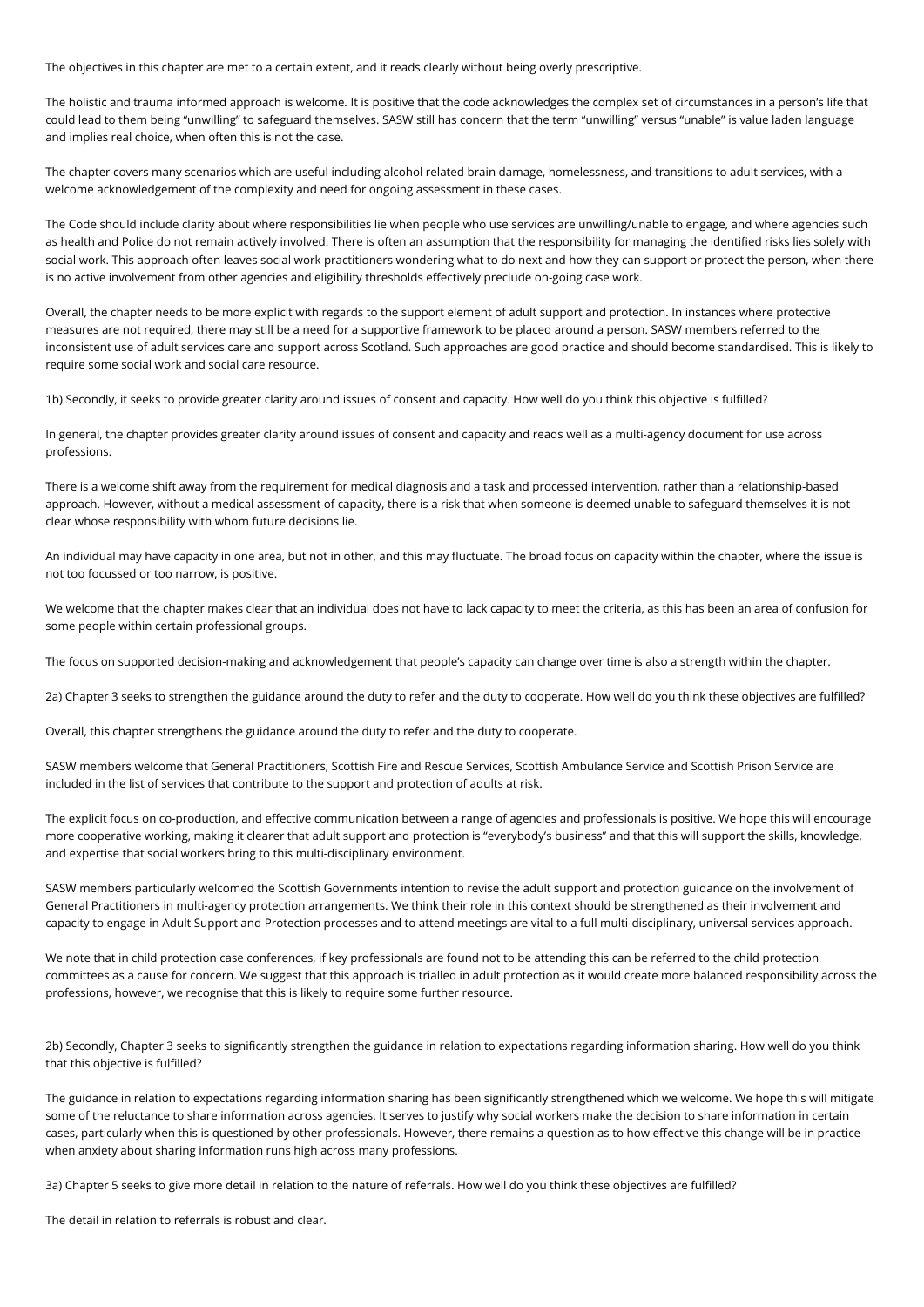The objectives in this chapter are met to a certain extent, and it reads clearly without being overly prescriptive.

The holistic and trauma informed approach is welcome. It is positive that the code acknowledges the complex set of circumstances in a person's life that could lead to them being "unwilling" to safeguard themselves. SASW still has concern that the term "unwilling" versus "unable" is value laden language and implies real choice, when often this is not the case.

The chapter covers many scenarios which are useful including alcohol related brain damage, homelessness, and transitions to adult services, with a welcome acknowledgement of the complexity and need for ongoing assessment in these cases.

The Code should include clarity about where responsibilities lie when people who use services are unwilling/unable to engage, and where agencies such as health and Police do not remain actively involved. There is often an assumption that the responsibility for managing the identified risks lies solely with social work. This approach often leaves social work practitioners wondering what to do next and how they can support or protect the person, when there is no active involvement from other agencies and eligibility thresholds effectively preclude on-going case work.

Overall, the chapter needs to be more explicit with regards to the support element of adult support and protection. In instances where protective measures are not required, there may still be a need for a supportive framework to be placed around a person. SASW members referred to the inconsistent use of adult services care and support across Scotland. Such approaches are good practice and should become standardised. This is likely to require some social work and social care resource.

1b) Secondly, it seeks to provide greater clarity around issues of consent and capacity. How well do you think this objective is fulfilled?

In general, the chapter provides greater clarity around issues of consent and capacity and reads well as a multi-agency document for use across professions.

There is a welcome shift away from the requirement for medical diagnosis and a task and processed intervention, rather than a relationship-based approach. However, without a medical assessment of capacity, there is a risk that when someone is deemed unable to safeguard themselves it is not clear whose responsibility with whom future decisions lie.

An individual may have capacity in one area, but not in other, and this may fluctuate. The broad focus on capacity within the chapter, where the issue is not too focussed or too narrow, is positive.

We welcome that the chapter makes clear that an individual does not have to lack capacity to meet the criteria, as this has been an area of confusion for some people within certain professional groups.

The focus on supported decision-making and acknowledgement that people's capacity can change over time is also a strength within the chapter.

2a) Chapter 3 seeks to strengthen the guidance around the duty to refer and the duty to cooperate. How well do you think these objectives are fulfilled?

Overall, this chapter strengthens the guidance around the duty to refer and the duty to cooperate.

SASW members welcome that General Practitioners, Scottish Fire and Rescue Services, Scottish Ambulance Service and Scottish Prison Service are included in the list of services that contribute to the support and protection of adults at risk.

The explicit focus on co-production, and effective communication between a range of agencies and professionals is positive. We hope this will encourage more cooperative working, making it clearer that adult support and protection is "everybody's business" and that this will support the skills, knowledge, and expertise that social workers bring to this multi-disciplinary environment.

SASW members particularly welcomed the Scottish Governments intention to revise the adult support and protection guidance on the involvement of General Practitioners in multi-agency protection arrangements. We think their role in this context should be strengthened as their involvement and capacity to engage in Adult Support and Protection processes and to attend meetings are vital to a full multi-disciplinary, universal services approach.

We note that in child protection case conferences, if key professionals are found not to be attending this can be referred to the child protection committees as a cause for concern. We suggest that this approach is trialled in adult protection as it would create more balanced responsibility across the professions, however, we recognise that this is likely to require some further resource.

2b) Secondly, Chapter 3 seeks to significantly strengthen the guidance in relation to expectations regarding information sharing. How well do you think that this objective is fulfilled?

The guidance in relation to expectations regarding information sharing has been significantly strengthened which we welcome. We hope this will mitigate some of the reluctance to share information across agencies. It serves to justify why social workers make the decision to share information in certain cases, particularly when this is questioned by other professionals. However, there remains a question as to how effective this change will be in practice when anxiety about sharing information runs high across many professions.

3a) Chapter 5 seeks to give more detail in relation to the nature of referrals. How well do you think these objectives are fulfilled?

The detail in relation to referrals is robust and clear.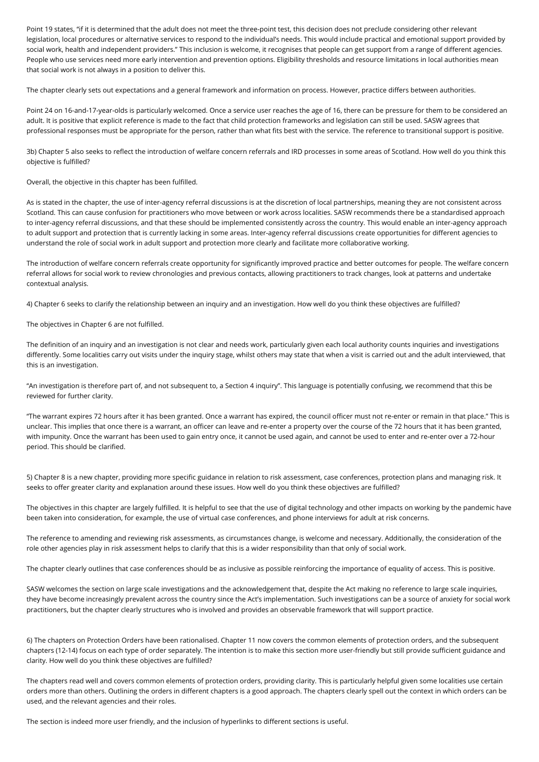Point 19 states, "if it is determined that the adult does not meet the three-point test, this decision does not preclude considering other relevant legislation, local procedures or alternative services to respond to the individual's needs. This would include practical and emotional support provided by social work, health and independent providers." This inclusion is welcome, it recognises that people can get support from a range of different agencies. People who use services need more early intervention and prevention options. Eligibility thresholds and resource limitations in local authorities mean that social work is not always in a position to deliver this.

The chapter clearly sets out expectations and a general framework and information on process. However, practice differs between authorities.

Point 24 on 16-and-17-year-olds is particularly welcomed. Once a service user reaches the age of 16, there can be pressure for them to be considered an adult. It is positive that explicit reference is made to the fact that child protection frameworks and legislation can still be used. SASW agrees that professional responses must be appropriate for the person, rather than what fits best with the service. The reference to transitional support is positive.

3b) Chapter 5 also seeks to reflect the introduction of welfare concern referrals and IRD processes in some areas of Scotland. How well do you think this objective is fulfilled?

Overall, the objective in this chapter has been fulfilled.

As is stated in the chapter, the use of inter-agency referral discussions is at the discretion of local partnerships, meaning they are not consistent across Scotland. This can cause confusion for practitioners who move between or work across localities. SASW recommends there be a standardised approach to inter-agency referral discussions, and that these should be implemented consistently across the country. This would enable an inter-agency approach to adult support and protection that is currently lacking in some areas. Inter-agency referral discussions create opportunities for different agencies to understand the role of social work in adult support and protection more clearly and facilitate more collaborative working.

The introduction of welfare concern referrals create opportunity for significantly improved practice and better outcomes for people. The welfare concern referral allows for social work to review chronologies and previous contacts, allowing practitioners to track changes, look at patterns and undertake contextual analysis.

4) Chapter 6 seeks to clarify the relationship between an inquiry and an investigation. How well do you think these objectives are fulfilled?

The objectives in Chapter 6 are not fulfilled.

The definition of an inquiry and an investigation is not clear and needs work, particularly given each local authority counts inquiries and investigations differently. Some localities carry out visits under the inquiry stage, whilst others may state that when a visit is carried out and the adult interviewed, that this is an investigation.

"An investigation is therefore part of, and not subsequent to, a Section 4 inquiry". This language is potentially confusing, we recommend that this be reviewed for further clarity.

"The warrant expires 72 hours after it has been granted. Once a warrant has expired, the council officer must not re-enter or remain in that place." This is unclear. This implies that once there is a warrant, an officer can leave and re-enter a property over the course of the 72 hours that it has been granted, with impunity. Once the warrant has been used to gain entry once, it cannot be used again, and cannot be used to enter and re-enter over a 72-hour period. This should be clarified.

5) Chapter 8 is a new chapter, providing more specific guidance in relation to risk assessment, case conferences, protection plans and managing risk. It seeks to offer greater clarity and explanation around these issues. How well do you think these objectives are fulfilled?

The objectives in this chapter are largely fulfilled. It is helpful to see that the use of digital technology and other impacts on working by the pandemic have been taken into consideration, for example, the use of virtual case conferences, and phone interviews for adult at risk concerns.

The reference to amending and reviewing risk assessments, as circumstances change, is welcome and necessary. Additionally, the consideration of the role other agencies play in risk assessment helps to clarify that this is a wider responsibility than that only of social work.

The chapter clearly outlines that case conferences should be as inclusive as possible reinforcing the importance of equality of access. This is positive.

SASW welcomes the section on large scale investigations and the acknowledgement that, despite the Act making no reference to large scale inquiries, they have become increasingly prevalent across the country since the Act's implementation. Such investigations can be a source of anxiety for social work practitioners, but the chapter clearly structures who is involved and provides an observable framework that will support practice.

6) The chapters on Protection Orders have been rationalised. Chapter 11 now covers the common elements of protection orders, and the subsequent chapters (12-14) focus on each type of order separately. The intention is to make this section more user-friendly but still provide sufficient guidance and clarity. How well do you think these objectives are fulfilled?

The chapters read well and covers common elements of protection orders, providing clarity. This is particularly helpful given some localities use certain orders more than others. Outlining the orders in different chapters is a good approach. The chapters clearly spell out the context in which orders can be used, and the relevant agencies and their roles.

The section is indeed more user friendly, and the inclusion of hyperlinks to different sections is useful.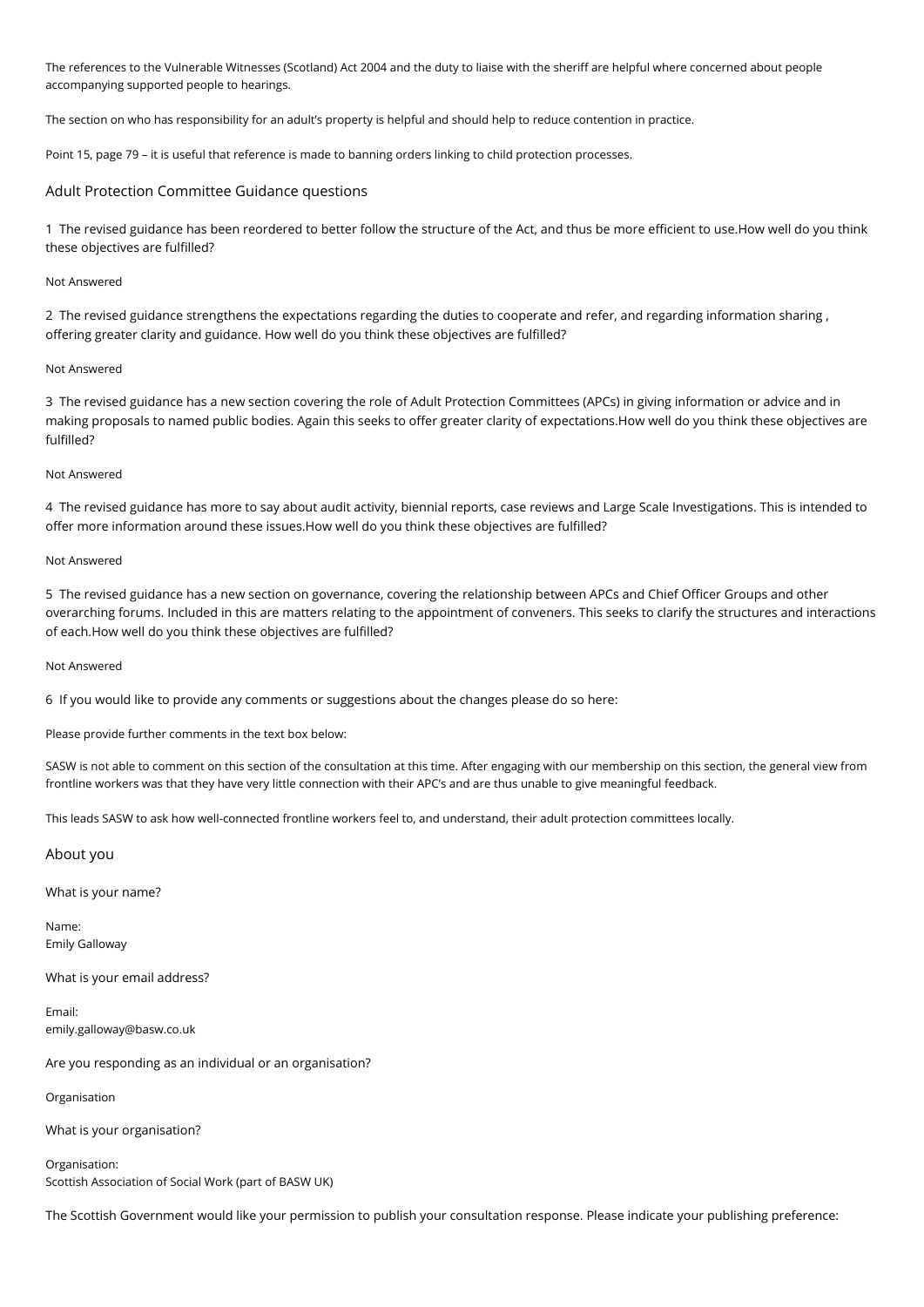The references to the Vulnerable Witnesses (Scotland) Act 2004 and the duty to liaise with the sheriff are helpful where concerned about people accompanying supported people to hearings.

The section on who has responsibility for an adult's property is helpful and should help to reduce contention in practice.

Point 15, page 79 – it is useful that reference is made to banning orders linking to child protection processes.

## Adult Protection Committee Guidance questions

1 The revised guidance has been reordered to better follow the structure of the Act, and thus be more efficient to use.How well do you think these objectives are fulfilled?

Not Answered

2 The revised guidance strengthens the expectations regarding the duties to cooperate and refer, and regarding information sharing , offering greater clarity and guidance. How well do you think these objectives are fulfilled?

Not Answered

3 The revised guidance has a new section covering the role of Adult Protection Committees (APCs) in giving information or advice and in making proposals to named public bodies. Again this seeks to offer greater clarity of expectations.How well do you think these objectives are fulfilled?

Not Answered

4 The revised guidance has more to say about audit activity, biennial reports, case reviews and Large Scale Investigations. This is intended to offer more information around these issues.How well do you think these objectives are fulfilled?

Not Answered

5 The revised guidance has a new section on governance, covering the relationship between APCs and Chief Officer Groups and other overarching forums. Included in this are matters relating to the appointment of conveners. This seeks to clarify the structures and interactions of each.How well do you think these objectives are fulfilled?

Not Answered

6 If you would like to provide any comments or suggestions about the changes please do so here:

Please provide further comments in the text box below:

SASW is not able to comment on this section of the consultation at this time. After engaging with our membership on this section, the general view from frontline workers was that they have very little connection with their APC's and are thus unable to give meaningful feedback.

This leads SASW to ask how well-connected frontline workers feel to, and understand, their adult protection committees locally.

## About you

What is your name?

Name:
Emily Galloway

What is your email address?

Email:
emily.galloway@basw.co.uk

Are you responding as an individual or an organisation?

Organisation

What is your organisation?

Organisation:
Scottish Association of Social Work (part of BASW UK)

The Scottish Government would like your permission to publish your consultation response. Please indicate your publishing preference: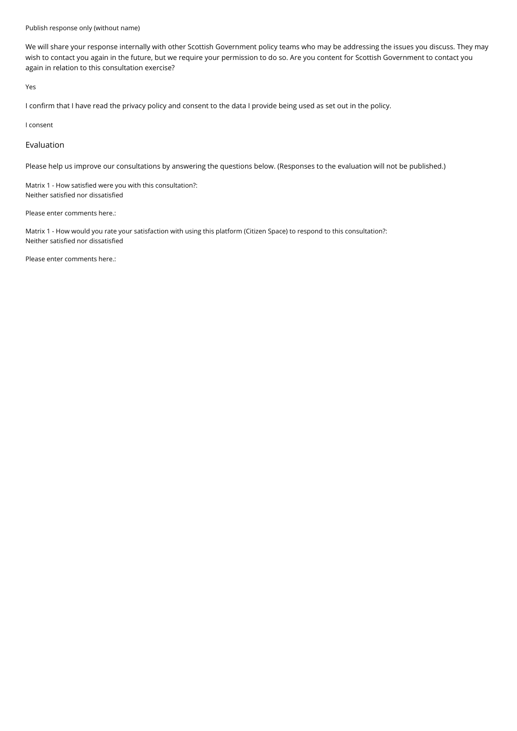Publish response only (without name)

We will share your response internally with other Scottish Government policy teams who may be addressing the issues you discuss. They may wish to contact you again in the future, but we require your permission to do so. Are you content for Scottish Government to contact you again in relation to this consultation exercise?

Yes

I confirm that I have read the privacy policy and consent to the data I provide being used as set out in the policy.

I consent

## Evaluation

Please help us improve our consultations by answering the questions below. (Responses to the evaluation will not be published.)

Matrix 1 - How satisfied were you with this consultation?:
Neither satisfied nor dissatisfied

Please enter comments here.:

Matrix 1 - How would you rate your satisfaction with using this platform (Citizen Space) to respond to this consultation?:
Neither satisfied nor dissatisfied

Please enter comments here.: